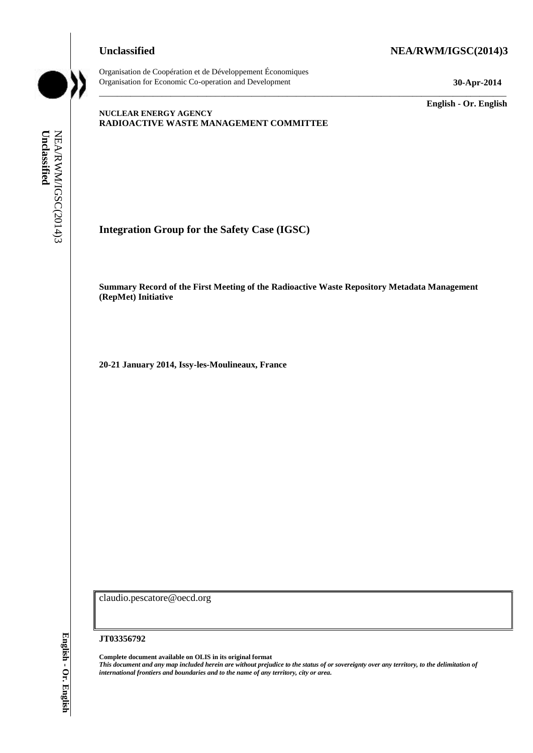**Unclassified** **NEA/RWM/IGSC(2014)3**

Organisation de Coopération et de Développement Économiques
Organisation for Economic Co-operation and Development **30-Apr-2014**

**English - Or. English**

**NUCLEAR ENERGY AGENCY**
**RADIOACTIVE WASTE MANAGEMENT COMMITTEE**

# Integration Group for the Safety Case (IGSC)

**Summary Record of the First Meeting of the Radioactive Waste Repository Metadata Management (RepMet) Initiative**

**20-21 January 2014, Issy-les-Moulineaux, France**

claudio.pescatore@oecd.org

**JT03356792**

**Complete document available on OLIS in its original format**
***This document and any map included herein are without prejudice to the status of or sovereignty over any territory, to the delimitation of international frontiers and boundaries and to the name of any territory, city or area.***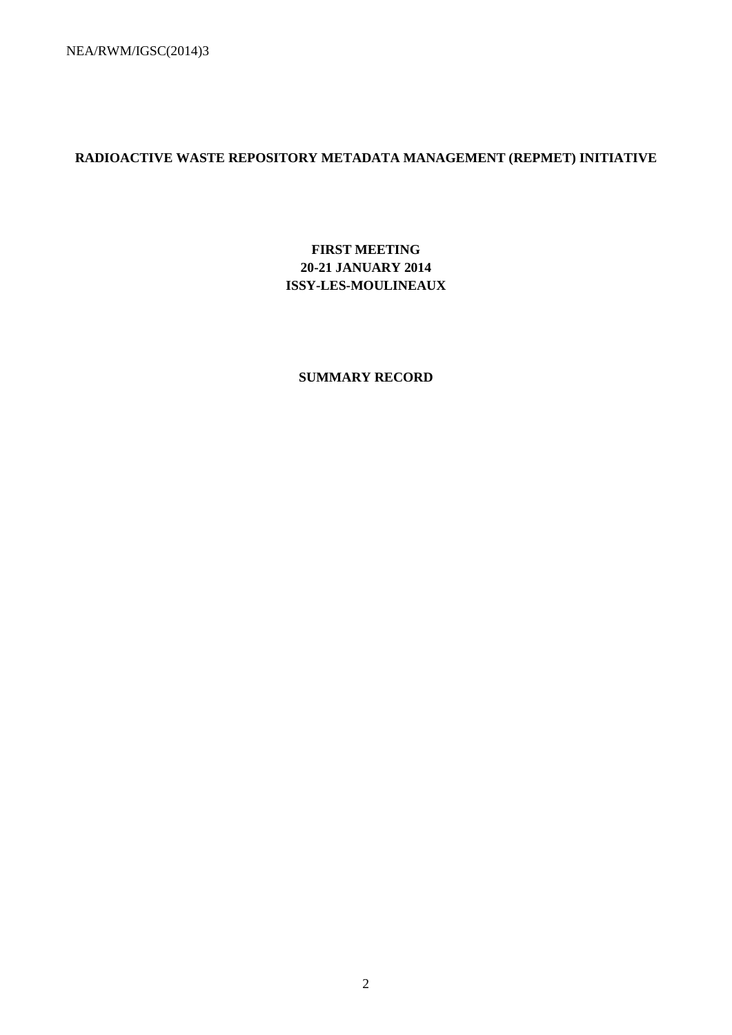# RADIOACTIVE WASTE REPOSITORY METADATA MANAGEMENT (REPMET) INITIATIVE

**FIRST MEETING**
**20-21 JANUARY 2014**
**ISSY-LES-MOULINEAUX**

**SUMMARY RECORD**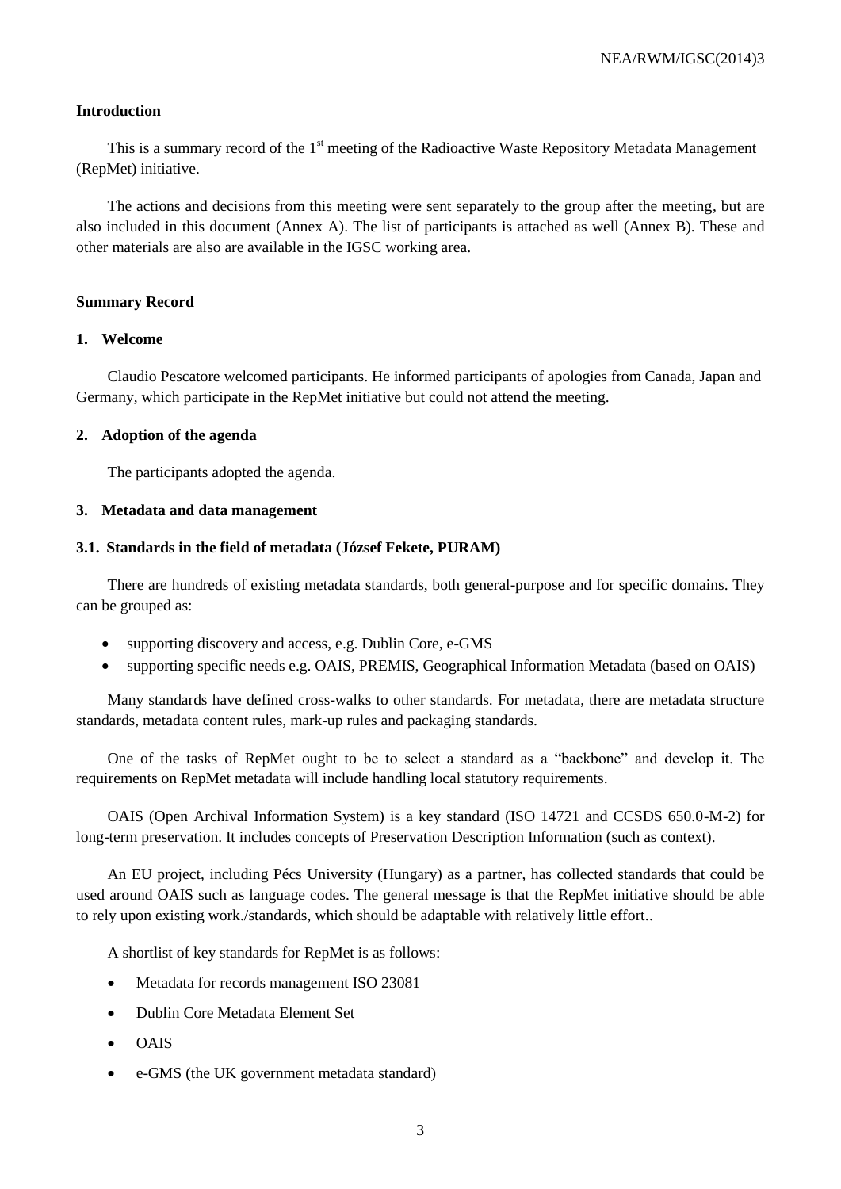## Introduction

This is a summary record of the 1st meeting of the Radioactive Waste Repository Metadata Management (RepMet) initiative.

The actions and decisions from this meeting were sent separately to the group after the meeting, but are also included in this document (Annex A). The list of participants is attached as well (Annex B). These and other materials are also are available in the IGSC working area.

## Summary Record

### 1. Welcome

Claudio Pescatore welcomed participants. He informed participants of apologies from Canada, Japan and Germany, which participate in the RepMet initiative but could not attend the meeting.

### 2. Adoption of the agenda

The participants adopted the agenda.

### 3. Metadata and data management

#### 3.1. Standards in the field of metadata (József Fekete, PURAM)

There are hundreds of existing metadata standards, both general-purpose and for specific domains. They can be grouped as:

- supporting discovery and access, e.g. Dublin Core, e-GMS
- supporting specific needs e.g. OAIS, PREMIS, Geographical Information Metadata (based on OAIS)

Many standards have defined cross-walks to other standards. For metadata, there are metadata structure standards, metadata content rules, mark-up rules and packaging standards.

One of the tasks of RepMet ought to be to select a standard as a "backbone" and develop it. The requirements on RepMet metadata will include handling local statutory requirements.

OAIS (Open Archival Information System) is a key standard (ISO 14721 and CCSDS 650.0-M-2) for long-term preservation. It includes concepts of Preservation Description Information (such as context).

An EU project, including Pécs University (Hungary) as a partner, has collected standards that could be used around OAIS such as language codes. The general message is that the RepMet initiative should be able to rely upon existing work./standards, which should be adaptable with relatively little effort..

A shortlist of key standards for RepMet is as follows:

- Metadata for records management ISO 23081
- Dublin Core Metadata Element Set
- OAIS
- e-GMS (the UK government metadata standard)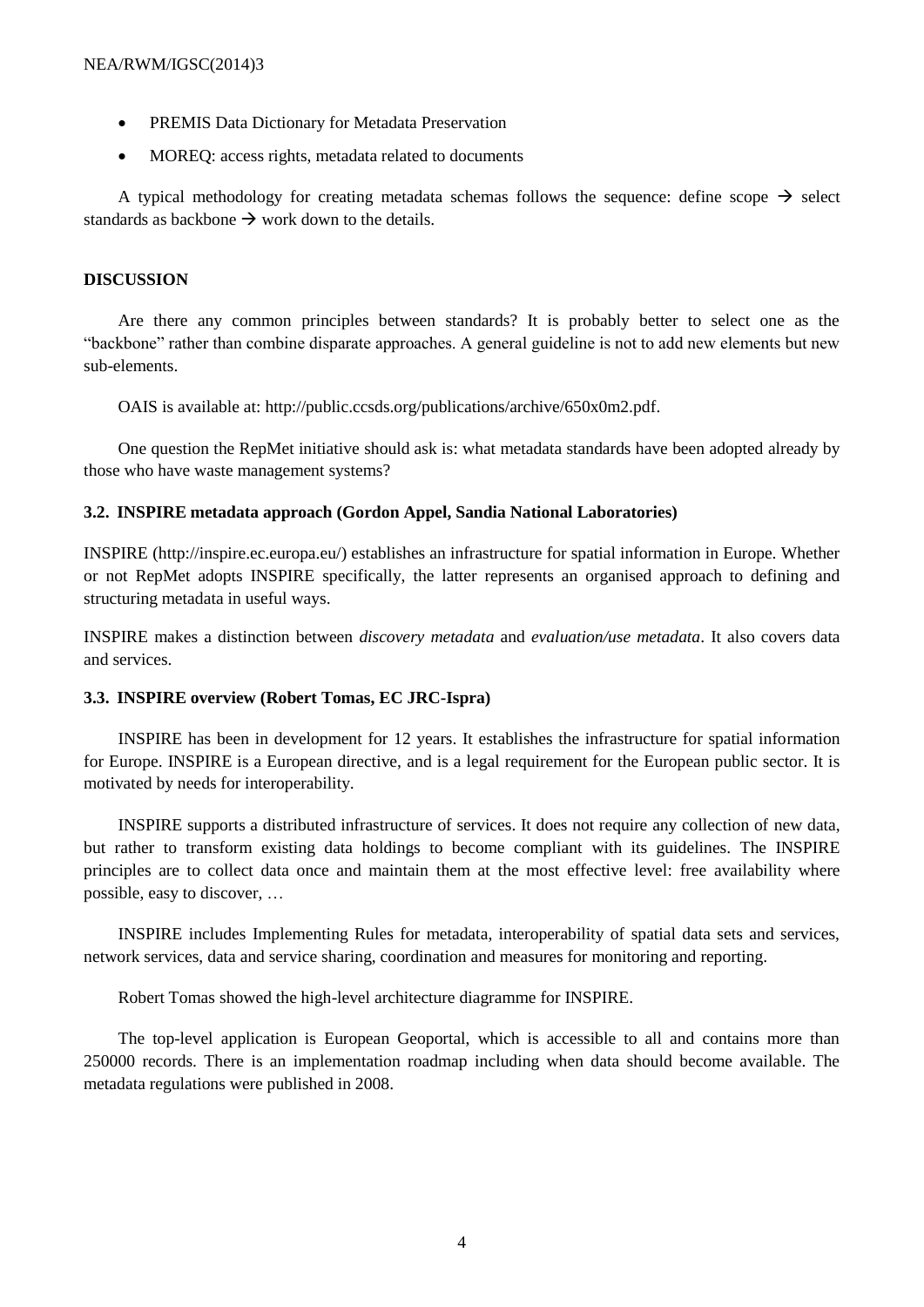- PREMIS Data Dictionary for Metadata Preservation
- MOREQ: access rights, metadata related to documents

A typical methodology for creating metadata schemas follows the sequence: define scope → select standards as backbone → work down to the details.

**DISCUSSION**

Are there any common principles between standards? It is probably better to select one as the "backbone" rather than combine disparate approaches. A general guideline is not to add new elements but new sub-elements.

OAIS is available at: http://public.ccsds.org/publications/archive/650x0m2.pdf.

One question the RepMet initiative should ask is: what metadata standards have been adopted already by those who have waste management systems?

### 3.2. INSPIRE metadata approach (Gordon Appel, Sandia National Laboratories)

INSPIRE (http://inspire.ec.europa.eu/) establishes an infrastructure for spatial information in Europe. Whether or not RepMet adopts INSPIRE specifically, the latter represents an organised approach to defining and structuring metadata in useful ways.

INSPIRE makes a distinction between *discovery metadata* and *evaluation/use metadata*. It also covers data and services.

### 3.3. INSPIRE overview (Robert Tomas, EC JRC-Ispra)

INSPIRE has been in development for 12 years. It establishes the infrastructure for spatial information for Europe. INSPIRE is a European directive, and is a legal requirement for the European public sector. It is motivated by needs for interoperability.

INSPIRE supports a distributed infrastructure of services. It does not require any collection of new data, but rather to transform existing data holdings to become compliant with its guidelines. The INSPIRE principles are to collect data once and maintain them at the most effective level: free availability where possible, easy to discover, …

INSPIRE includes Implementing Rules for metadata, interoperability of spatial data sets and services, network services, data and service sharing, coordination and measures for monitoring and reporting.

Robert Tomas showed the high-level architecture diagramme for INSPIRE.

The top-level application is European Geoportal, which is accessible to all and contains more than 250000 records. There is an implementation roadmap including when data should become available. The metadata regulations were published in 2008.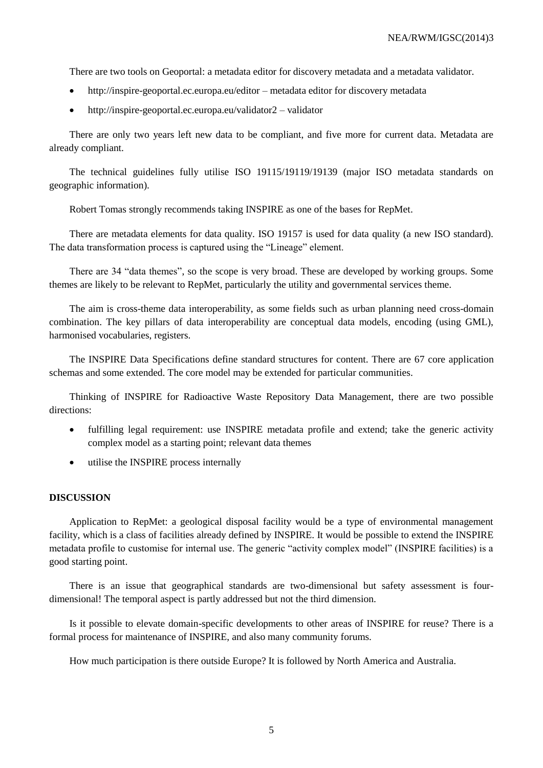There are two tools on Geoportal: a metadata editor for discovery metadata and a metadata validator.

- http://inspire-geoportal.ec.europa.eu/editor – metadata editor for discovery metadata
- http://inspire-geoportal.ec.europa.eu/validator2 – validator

There are only two years left new data to be compliant, and five more for current data. Metadata are already compliant.

The technical guidelines fully utilise ISO 19115/19119/19139 (major ISO metadata standards on geographic information).

Robert Tomas strongly recommends taking INSPIRE as one of the bases for RepMet.

There are metadata elements for data quality. ISO 19157 is used for data quality (a new ISO standard). The data transformation process is captured using the "Lineage" element.

There are 34 "data themes", so the scope is very broad. These are developed by working groups. Some themes are likely to be relevant to RepMet, particularly the utility and governmental services theme.

The aim is cross-theme data interoperability, as some fields such as urban planning need cross-domain combination. The key pillars of data interoperability are conceptual data models, encoding (using GML), harmonised vocabularies, registers.

The INSPIRE Data Specifications define standard structures for content. There are 67 core application schemas and some extended. The core model may be extended for particular communities.

Thinking of INSPIRE for Radioactive Waste Repository Data Management, there are two possible directions:

- fulfilling legal requirement: use INSPIRE metadata profile and extend; take the generic activity complex model as a starting point; relevant data themes
- utilise the INSPIRE process internally

**DISCUSSION**

Application to RepMet: a geological disposal facility would be a type of environmental management facility, which is a class of facilities already defined by INSPIRE. It would be possible to extend the INSPIRE metadata profile to customise for internal use. The generic "activity complex model" (INSPIRE facilities) is a good starting point.

There is an issue that geographical standards are two-dimensional but safety assessment is four-dimensional! The temporal aspect is partly addressed but not the third dimension.

Is it possible to elevate domain-specific developments to other areas of INSPIRE for reuse? There is a formal process for maintenance of INSPIRE, and also many community forums.

How much participation is there outside Europe? It is followed by North America and Australia.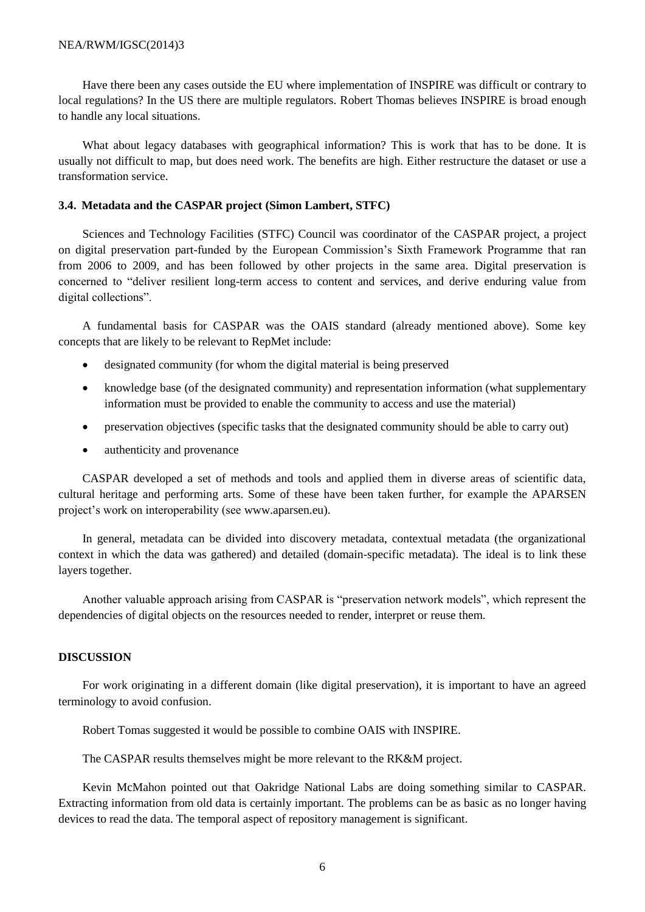Have there been any cases outside the EU where implementation of INSPIRE was difficult or contrary to local regulations? In the US there are multiple regulators. Robert Thomas believes INSPIRE is broad enough to handle any local situations.

What about legacy databases with geographical information? This is work that has to be done. It is usually not difficult to map, but does need work. The benefits are high. Either restructure the dataset or use a transformation service.

### 3.4. Metadata and the CASPAR project (Simon Lambert, STFC)

Sciences and Technology Facilities (STFC) Council was coordinator of the CASPAR project, a project on digital preservation part-funded by the European Commission's Sixth Framework Programme that ran from 2006 to 2009, and has been followed by other projects in the same area. Digital preservation is concerned to "deliver resilient long-term access to content and services, and derive enduring value from digital collections".

A fundamental basis for CASPAR was the OAIS standard (already mentioned above). Some key concepts that are likely to be relevant to RepMet include:

- designated community (for whom the digital material is being preserved
- knowledge base (of the designated community) and representation information (what supplementary information must be provided to enable the community to access and use the material)
- preservation objectives (specific tasks that the designated community should be able to carry out)
- authenticity and provenance

CASPAR developed a set of methods and tools and applied them in diverse areas of scientific data, cultural heritage and performing arts. Some of these have been taken further, for example the APARSEN project's work on interoperability (see www.aparsen.eu).

In general, metadata can be divided into discovery metadata, contextual metadata (the organizational context in which the data was gathered) and detailed (domain-specific metadata). The ideal is to link these layers together.

Another valuable approach arising from CASPAR is "preservation network models", which represent the dependencies of digital objects on the resources needed to render, interpret or reuse them.

**DISCUSSION**

For work originating in a different domain (like digital preservation), it is important to have an agreed terminology to avoid confusion.

Robert Tomas suggested it would be possible to combine OAIS with INSPIRE.

The CASPAR results themselves might be more relevant to the RK&M project.

Kevin McMahon pointed out that Oakridge National Labs are doing something similar to CASPAR. Extracting information from old data is certainly important. The problems can be as basic as no longer having devices to read the data. The temporal aspect of repository management is significant.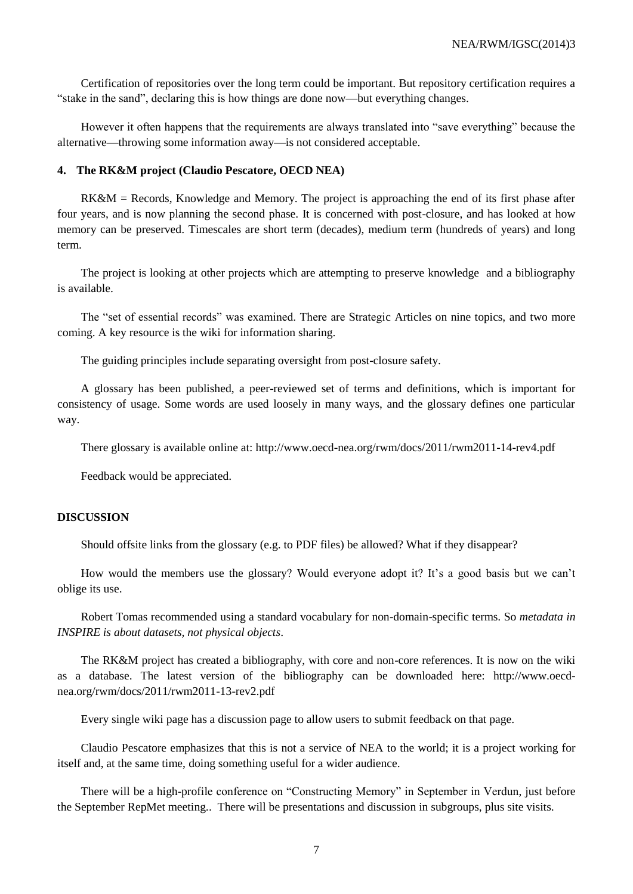Certification of repositories over the long term could be important. But repository certification requires a "stake in the sand", declaring this is how things are done now—but everything changes.

However it often happens that the requirements are always translated into "save everything" because the alternative—throwing some information away—is not considered acceptable.

### 4. The RK&M project (Claudio Pescatore, OECD NEA)

RK&M = Records, Knowledge and Memory. The project is approaching the end of its first phase after four years, and is now planning the second phase. It is concerned with post-closure, and has looked at how memory can be preserved. Timescales are short term (decades), medium term (hundreds of years) and long term.

The project is looking at other projects which are attempting to preserve knowledge and a bibliography is available.

The "set of essential records" was examined. There are Strategic Articles on nine topics, and two more coming. A key resource is the wiki for information sharing.

The guiding principles include separating oversight from post-closure safety.

A glossary has been published, a peer-reviewed set of terms and definitions, which is important for consistency of usage. Some words are used loosely in many ways, and the glossary defines one particular way.

There glossary is available online at: http://www.oecd-nea.org/rwm/docs/2011/rwm2011-14-rev4.pdf

Feedback would be appreciated.

### DISCUSSION

Should offsite links from the glossary (e.g. to PDF files) be allowed? What if they disappear?

How would the members use the glossary? Would everyone adopt it? It's a good basis but we can't oblige its use.

Robert Tomas recommended using a standard vocabulary for non-domain-specific terms. So *metadata in INSPIRE is about datasets, not physical objects*.

The RK&M project has created a bibliography, with core and non-core references. It is now on the wiki as a database. The latest version of the bibliography can be downloaded here: http://www.oecd-nea.org/rwm/docs/2011/rwm2011-13-rev2.pdf

Every single wiki page has a discussion page to allow users to submit feedback on that page.

Claudio Pescatore emphasizes that this is not a service of NEA to the world; it is a project working for itself and, at the same time, doing something useful for a wider audience.

There will be a high-profile conference on "Constructing Memory" in September in Verdun, just before the September RepMet meeting.. There will be presentations and discussion in subgroups, plus site visits.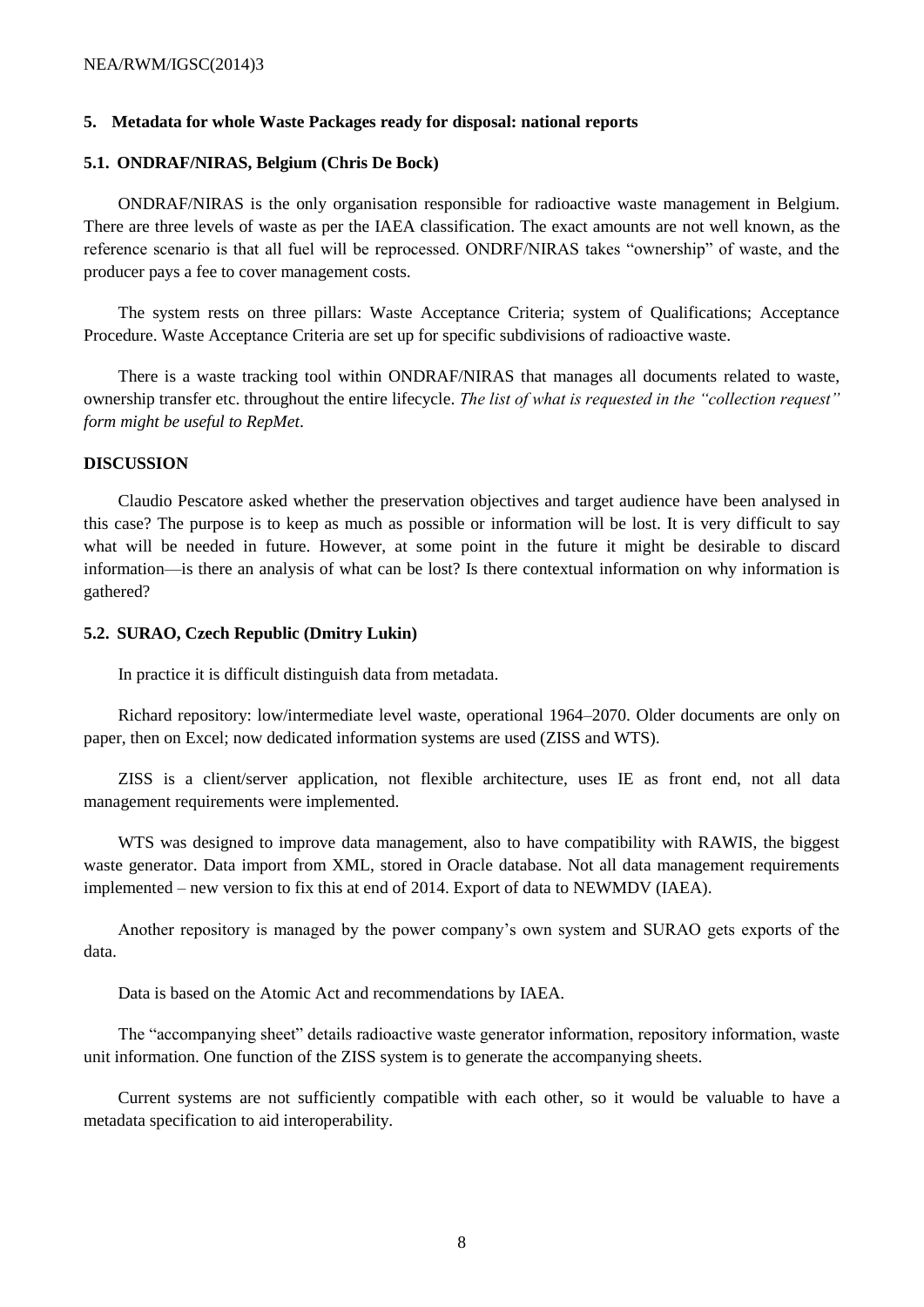## 5. Metadata for whole Waste Packages ready for disposal: national reports

### 5.1. ONDRAF/NIRAS, Belgium (Chris De Bock)

ONDRAF/NIRAS is the only organisation responsible for radioactive waste management in Belgium. There are three levels of waste as per the IAEA classification. The exact amounts are not well known, as the reference scenario is that all fuel will be reprocessed. ONDRF/NIRAS takes "ownership" of waste, and the producer pays a fee to cover management costs.

The system rests on three pillars: Waste Acceptance Criteria; system of Qualifications; Acceptance Procedure. Waste Acceptance Criteria are set up for specific subdivisions of radioactive waste.

There is a waste tracking tool within ONDRAF/NIRAS that manages all documents related to waste, ownership transfer etc. throughout the entire lifecycle. *The list of what is requested in the "collection request" form might be useful to RepMet*.

**DISCUSSION**

Claudio Pescatore asked whether the preservation objectives and target audience have been analysed in this case? The purpose is to keep as much as possible or information will be lost. It is very difficult to say what will be needed in future. However, at some point in the future it might be desirable to discard information—is there an analysis of what can be lost? Is there contextual information on why information is gathered?

### 5.2. SURAO, Czech Republic (Dmitry Lukin)

In practice it is difficult distinguish data from metadata.

Richard repository: low/intermediate level waste, operational 1964–2070. Older documents are only on paper, then on Excel; now dedicated information systems are used (ZISS and WTS).

ZISS is a client/server application, not flexible architecture, uses IE as front end, not all data management requirements were implemented.

WTS was designed to improve data management, also to have compatibility with RAWIS, the biggest waste generator. Data import from XML, stored in Oracle database. Not all data management requirements implemented – new version to fix this at end of 2014. Export of data to NEWMDV (IAEA).

Another repository is managed by the power company's own system and SURAO gets exports of the data.

Data is based on the Atomic Act and recommendations by IAEA.

The "accompanying sheet" details radioactive waste generator information, repository information, waste unit information. One function of the ZISS system is to generate the accompanying sheets.

Current systems are not sufficiently compatible with each other, so it would be valuable to have a metadata specification to aid interoperability.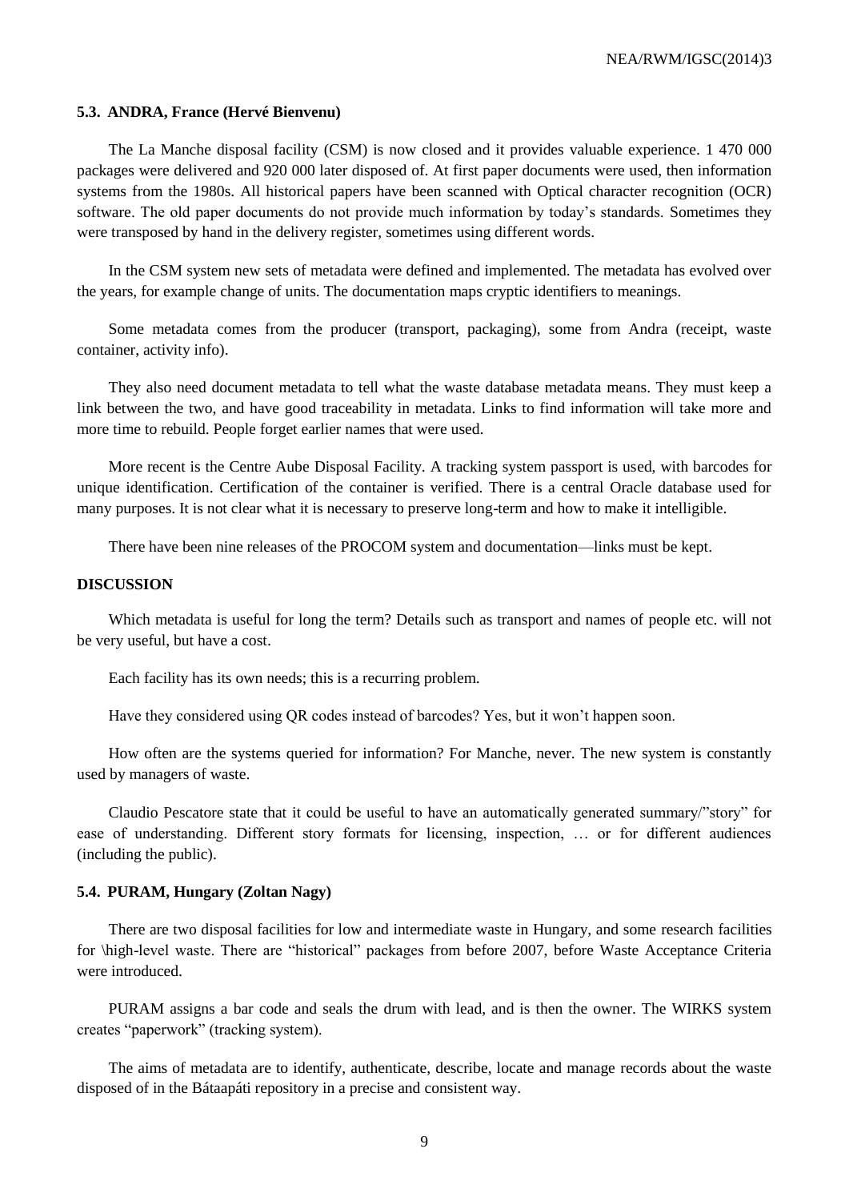### 5.3. ANDRA, France (Hervé Bienvenu)

The La Manche disposal facility (CSM) is now closed and it provides valuable experience. 1 470 000 packages were delivered and 920 000 later disposed of. At first paper documents were used, then information systems from the 1980s. All historical papers have been scanned with Optical character recognition (OCR) software. The old paper documents do not provide much information by today's standards. Sometimes they were transposed by hand in the delivery register, sometimes using different words.

In the CSM system new sets of metadata were defined and implemented. The metadata has evolved over the years, for example change of units. The documentation maps cryptic identifiers to meanings.

Some metadata comes from the producer (transport, packaging), some from Andra (receipt, waste container, activity info).

They also need document metadata to tell what the waste database metadata means. They must keep a link between the two, and have good traceability in metadata. Links to find information will take more and more time to rebuild. People forget earlier names that were used.

More recent is the Centre Aube Disposal Facility. A tracking system passport is used, with barcodes for unique identification. Certification of the container is verified. There is a central Oracle database used for many purposes. It is not clear what it is necessary to preserve long-term and how to make it intelligible.

There have been nine releases of the PROCOM system and documentation—links must be kept.

**DISCUSSION**

Which metadata is useful for long the term? Details such as transport and names of people etc. will not be very useful, but have a cost.

Each facility has its own needs; this is a recurring problem.

Have they considered using QR codes instead of barcodes? Yes, but it won't happen soon.

How often are the systems queried for information? For Manche, never. The new system is constantly used by managers of waste.

Claudio Pescatore state that it could be useful to have an automatically generated summary/"story" for ease of understanding. Different story formats for licensing, inspection, … or for different audiences (including the public).

### 5.4. PURAM, Hungary (Zoltan Nagy)

There are two disposal facilities for low and intermediate waste in Hungary, and some research facilities for \high-level waste. There are "historical" packages from before 2007, before Waste Acceptance Criteria were introduced.

PURAM assigns a bar code and seals the drum with lead, and is then the owner. The WIRKS system creates "paperwork" (tracking system).

The aims of metadata are to identify, authenticate, describe, locate and manage records about the waste disposed of in the Bátaapáti repository in a precise and consistent way.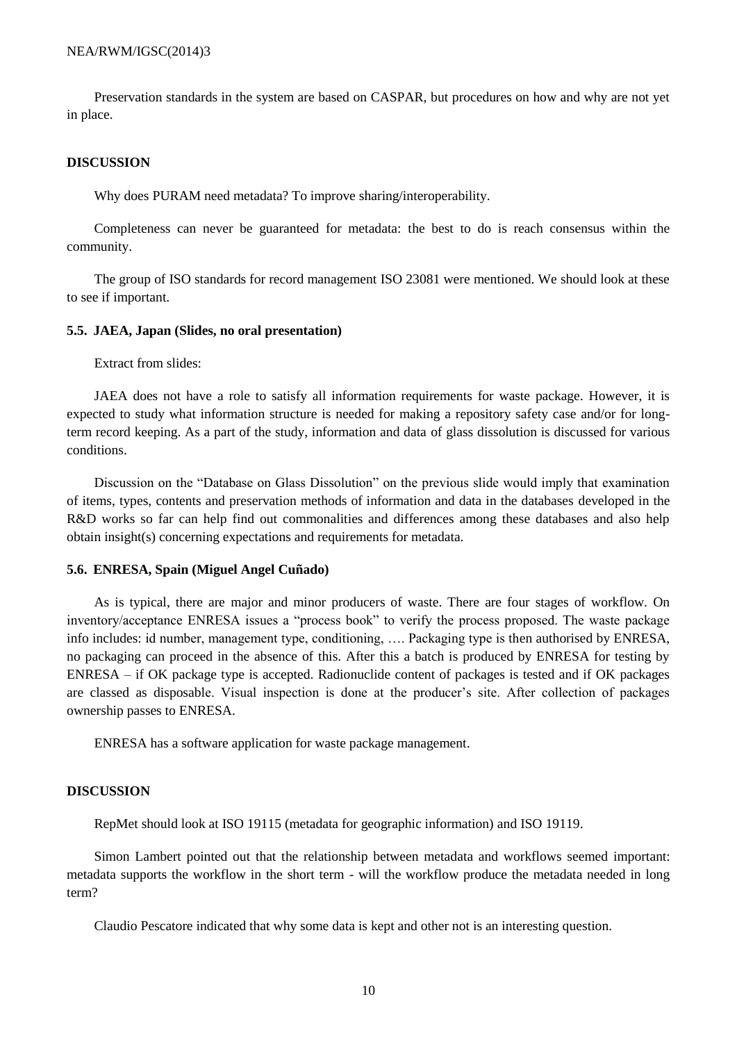Preservation standards in the system are based on CASPAR, but procedures on how and why are not yet in place.

**DISCUSSION**

Why does PURAM need metadata? To improve sharing/interoperability.

Completeness can never be guaranteed for metadata: the best to do is reach consensus within the community.

The group of ISO standards for record management ISO 23081 were mentioned. We should look at these to see if important.

### 5.5. JAEA, Japan (Slides, no oral presentation)

Extract from slides:

JAEA does not have a role to satisfy all information requirements for waste package. However, it is expected to study what information structure is needed for making a repository safety case and/or for long-term record keeping. As a part of the study, information and data of glass dissolution is discussed for various conditions.

Discussion on the "Database on Glass Dissolution" on the previous slide would imply that examination of items, types, contents and preservation methods of information and data in the databases developed in the R&D works so far can help find out commonalities and differences among these databases and also help obtain insight(s) concerning expectations and requirements for metadata.

### 5.6. ENRESA, Spain (Miguel Angel Cuñado)

As is typical, there are major and minor producers of waste. There are four stages of workflow. On inventory/acceptance ENRESA issues a "process book" to verify the process proposed. The waste package info includes: id number, management type, conditioning, …. Packaging type is then authorised by ENRESA, no packaging can proceed in the absence of this. After this a batch is produced by ENRESA for testing by ENRESA – if OK package type is accepted. Radionuclide content of packages is tested and if OK packages are classed as disposable. Visual inspection is done at the producer's site. After collection of packages ownership passes to ENRESA.

ENRESA has a software application for waste package management.

**DISCUSSION**

RepMet should look at ISO 19115 (metadata for geographic information) and ISO 19119.

Simon Lambert pointed out that the relationship between metadata and workflows seemed important: metadata supports the workflow in the short term - will the workflow produce the metadata needed in long term?

Claudio Pescatore indicated that why some data is kept and other not is an interesting question.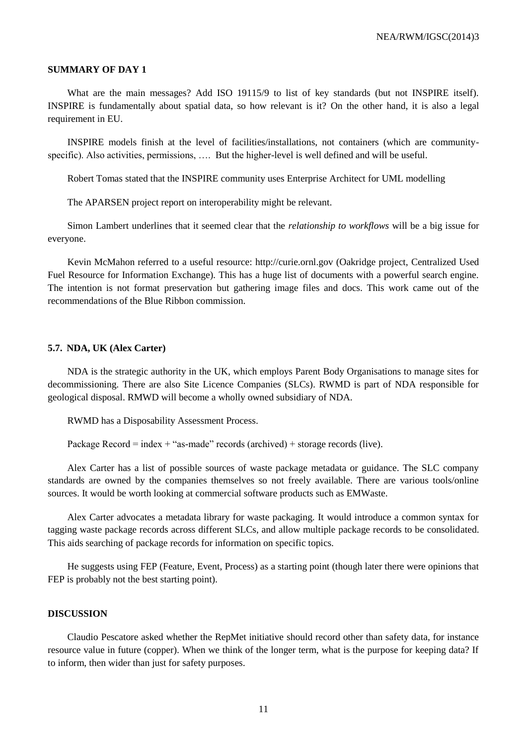**SUMMARY OF DAY 1**

What are the main messages? Add ISO 19115/9 to list of key standards (but not INSPIRE itself). INSPIRE is fundamentally about spatial data, so how relevant is it? On the other hand, it is also a legal requirement in EU.

INSPIRE models finish at the level of facilities/installations, not containers (which are community-specific). Also activities, permissions, …. But the higher-level is well defined and will be useful.

Robert Tomas stated that the INSPIRE community uses Enterprise Architect for UML modelling

The APARSEN project report on interoperability might be relevant.

Simon Lambert underlines that it seemed clear that the *relationship to workflows* will be a big issue for everyone.

Kevin McMahon referred to a useful resource: http://curie.ornl.gov (Oakridge project, Centralized Used Fuel Resource for Information Exchange). This has a huge list of documents with a powerful search engine. The intention is not format preservation but gathering image files and docs. This work came out of the recommendations of the Blue Ribbon commission.

### 5.7. NDA, UK (Alex Carter)

NDA is the strategic authority in the UK, which employs Parent Body Organisations to manage sites for decommissioning. There are also Site Licence Companies (SLCs). RWMD is part of NDA responsible for geological disposal. RMWD will become a wholly owned subsidiary of NDA.

RWMD has a Disposability Assessment Process.

Package Record = index + "as-made" records (archived) + storage records (live).

Alex Carter has a list of possible sources of waste package metadata or guidance. The SLC company standards are owned by the companies themselves so not freely available. There are various tools/online sources. It would be worth looking at commercial software products such as EMWaste.

Alex Carter advocates a metadata library for waste packaging. It would introduce a common syntax for tagging waste package records across different SLCs, and allow multiple package records to be consolidated. This aids searching of package records for information on specific topics.

He suggests using FEP (Feature, Event, Process) as a starting point (though later there were opinions that FEP is probably not the best starting point).

**DISCUSSION**

Claudio Pescatore asked whether the RepMet initiative should record other than safety data, for instance resource value in future (copper). When we think of the longer term, what is the purpose for keeping data? If to inform, then wider than just for safety purposes.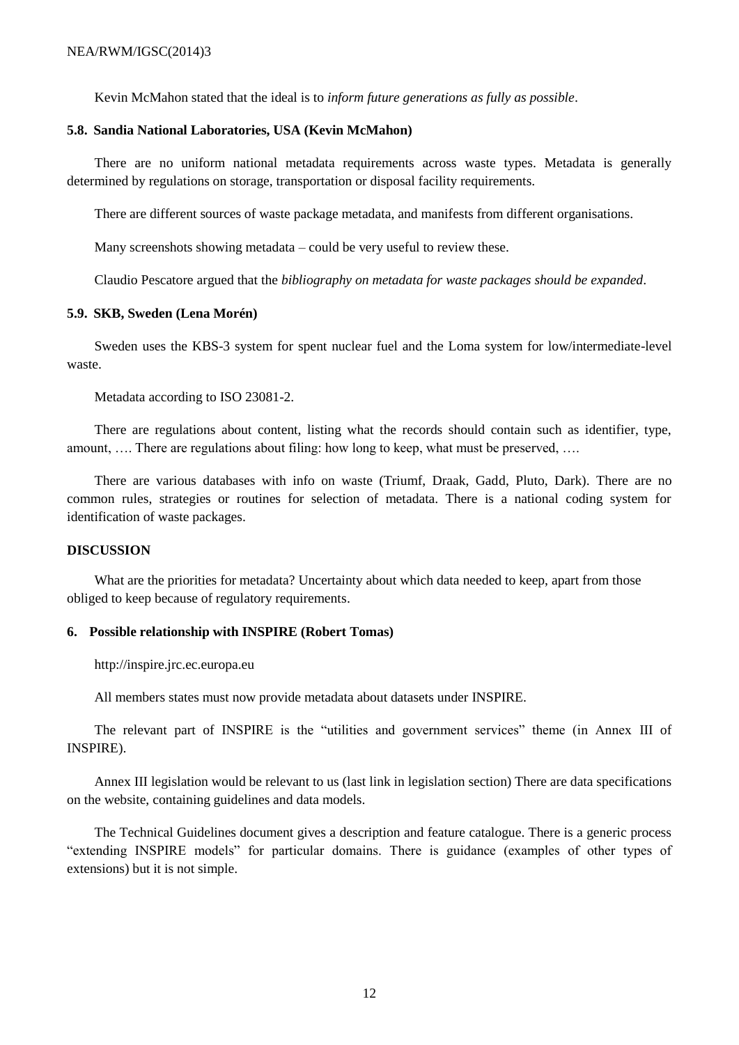Kevin McMahon stated that the ideal is to *inform future generations as fully as possible*.

### 5.8. Sandia National Laboratories, USA (Kevin McMahon)

There are no uniform national metadata requirements across waste types. Metadata is generally determined by regulations on storage, transportation or disposal facility requirements.

There are different sources of waste package metadata, and manifests from different organisations.

Many screenshots showing metadata – could be very useful to review these.

Claudio Pescatore argued that the *bibliography on metadata for waste packages should be expanded*.

### 5.9. SKB, Sweden (Lena Morén)

Sweden uses the KBS-3 system for spent nuclear fuel and the Loma system for low/intermediate-level waste.

Metadata according to ISO 23081-2.

There are regulations about content, listing what the records should contain such as identifier, type, amount, …. There are regulations about filing: how long to keep, what must be preserved, ….

There are various databases with info on waste (Triumf, Draak, Gadd, Pluto, Dark). There are no common rules, strategies or routines for selection of metadata. There is a national coding system for identification of waste packages.

### DISCUSSION

What are the priorities for metadata? Uncertainty about which data needed to keep, apart from those obliged to keep because of regulatory requirements.

## 6. Possible relationship with INSPIRE (Robert Tomas)

http://inspire.jrc.ec.europa.eu

All members states must now provide metadata about datasets under INSPIRE.

The relevant part of INSPIRE is the "utilities and government services" theme (in Annex III of INSPIRE).

Annex III legislation would be relevant to us (last link in legislation section) There are data specifications on the website, containing guidelines and data models.

The Technical Guidelines document gives a description and feature catalogue. There is a generic process "extending INSPIRE models" for particular domains. There is guidance (examples of other types of extensions) but it is not simple.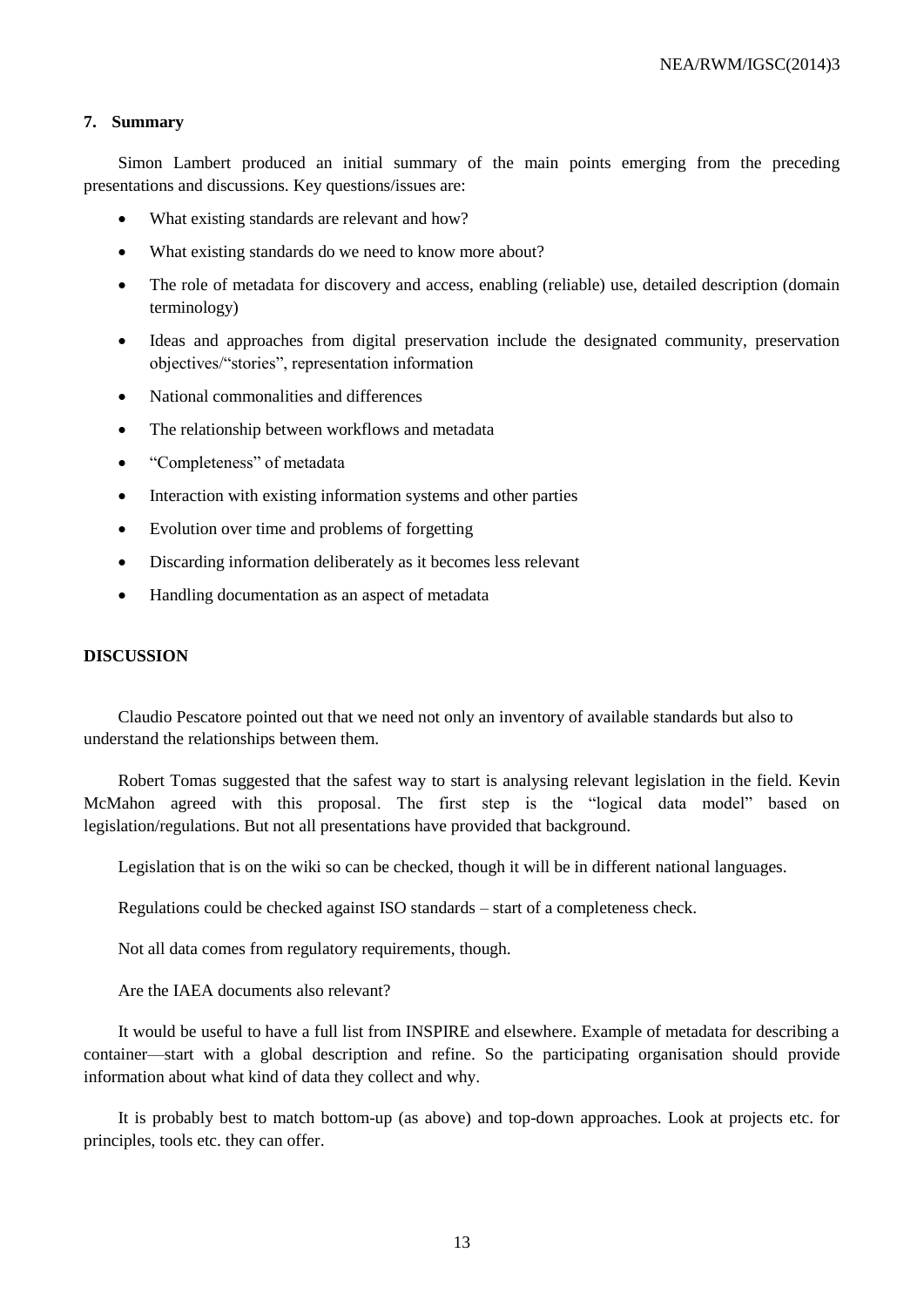### 7. Summary

Simon Lambert produced an initial summary of the main points emerging from the preceding presentations and discussions. Key questions/issues are:

- What existing standards are relevant and how?
- What existing standards do we need to know more about?
- The role of metadata for discovery and access, enabling (reliable) use, detailed description (domain terminology)
- Ideas and approaches from digital preservation include the designated community, preservation objectives/"stories", representation information
- National commonalities and differences
- The relationship between workflows and metadata
- "Completeness" of metadata
- Interaction with existing information systems and other parties
- Evolution over time and problems of forgetting
- Discarding information deliberately as it becomes less relevant
- Handling documentation as an aspect of metadata

**DISCUSSION**

Claudio Pescatore pointed out that we need not only an inventory of available standards but also to understand the relationships between them.

Robert Tomas suggested that the safest way to start is analysing relevant legislation in the field. Kevin McMahon agreed with this proposal. The first step is the "logical data model" based on legislation/regulations. But not all presentations have provided that background.

Legislation that is on the wiki so can be checked, though it will be in different national languages.

Regulations could be checked against ISO standards – start of a completeness check.

Not all data comes from regulatory requirements, though.

Are the IAEA documents also relevant?

It would be useful to have a full list from INSPIRE and elsewhere. Example of metadata for describing a container—start with a global description and refine. So the participating organisation should provide information about what kind of data they collect and why.

It is probably best to match bottom-up (as above) and top-down approaches. Look at projects etc. for principles, tools etc. they can offer.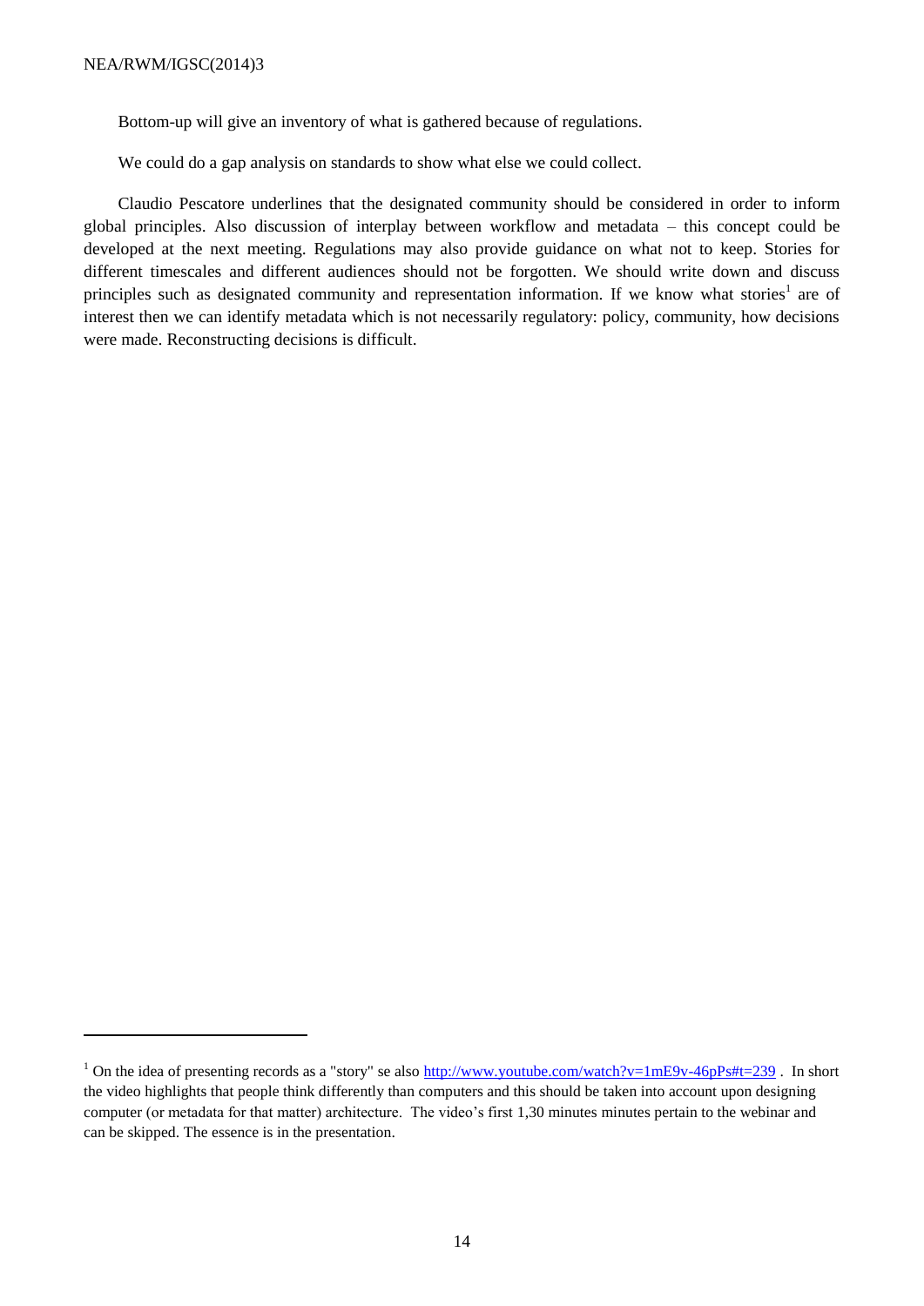Bottom-up will give an inventory of what is gathered because of regulations.

We could do a gap analysis on standards to show what else we could collect.

Claudio Pescatore underlines that the designated community should be considered in order to inform global principles. Also discussion of interplay between workflow and metadata – this concept could be developed at the next meeting. Regulations may also provide guidance on what not to keep. Stories for different timescales and different audiences should not be forgotten. We should write down and discuss principles such as designated community and representation information. If we know what stories[1] are of interest then we can identify metadata which is not necessarily regulatory: policy, community, how decisions were made. Reconstructing decisions is difficult.

---

[1] On the idea of presenting records as a "story" se also http://www.youtube.com/watch?v=1mE9v-46pPs#t=239 . In short the video highlights that people think differently than computers and this should be taken into account upon designing computer (or metadata for that matter) architecture. The video's first 1,30 minutes minutes pertain to the webinar and can be skipped. The essence is in the presentation.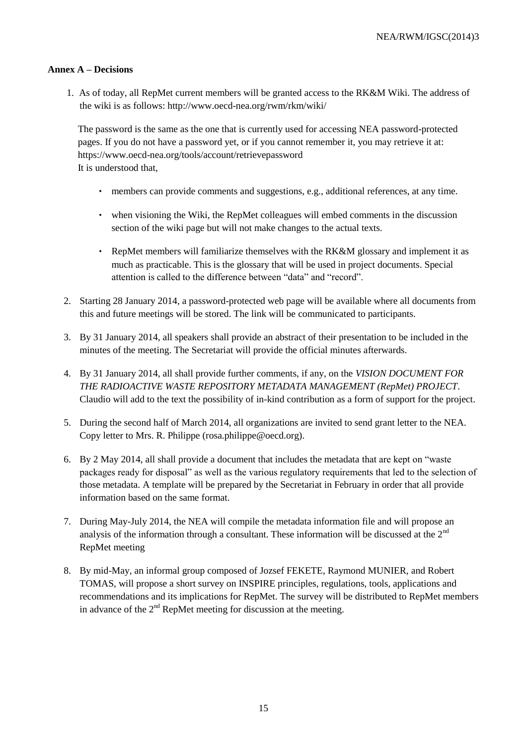**Annex A – Decisions**

1. As of today, all RepMet current members will be granted access to the RK&M Wiki. The address of the wiki is as follows: http://www.oecd-nea.org/rwm/rkm/wiki/

   The password is the same as the one that is currently used for accessing NEA password-protected pages. If you do not have a password yet, or if you cannot remember it, you may retrieve it at: https://www.oecd-nea.org/tools/account/retrievepassword
   It is understood that,

   - members can provide comments and suggestions, e.g., additional references, at any time.
   - when visioning the Wiki, the RepMet colleagues will embed comments in the discussion section of the wiki page but will not make changes to the actual texts.
   - RepMet members will familiarize themselves with the RK&M glossary and implement it as much as practicable. This is the glossary that will be used in project documents. Special attention is called to the difference between "data" and "record".

2. Starting 28 January 2014, a password-protected web page will be available where all documents from this and future meetings will be stored. The link will be communicated to participants.

3. By 31 January 2014, all speakers shall provide an abstract of their presentation to be included in the minutes of the meeting. The Secretariat will provide the official minutes afterwards.

4. By 31 January 2014, all shall provide further comments, if any, on the *VISION DOCUMENT FOR THE RADIOACTIVE WASTE REPOSITORY METADATA MANAGEMENT (RepMet) PROJECT*. Claudio will add to the text the possibility of in-kind contribution as a form of support for the project.

5. During the second half of March 2014, all organizations are invited to send grant letter to the NEA. Copy letter to Mrs. R. Philippe (rosa.philippe@oecd.org).

6. By 2 May 2014, all shall provide a document that includes the metadata that are kept on "waste packages ready for disposal" as well as the various regulatory requirements that led to the selection of those metadata. A template will be prepared by the Secretariat in February in order that all provide information based on the same format.

7. During May-July 2014, the NEA will compile the metadata information file and will propose an analysis of the information through a consultant. These information will be discussed at the 2nd RepMet meeting

8. By mid-May, an informal group composed of Jozsef FEKETE, Raymond MUNIER, and Robert TOMAS, will propose a short survey on INSPIRE principles, regulations, tools, applications and recommendations and its implications for RepMet. The survey will be distributed to RepMet members in advance of the 2nd RepMet meeting for discussion at the meeting.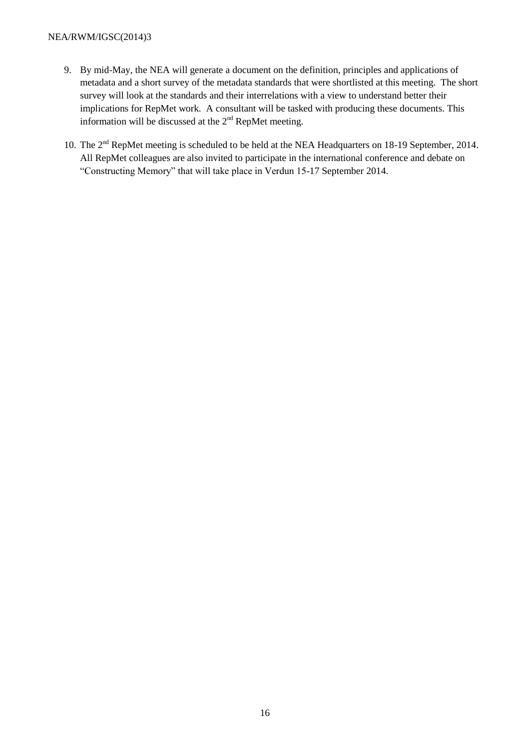9. By mid-May, the NEA will generate a document on the definition, principles and applications of metadata and a short survey of the metadata standards that were shortlisted at this meeting. The short survey will look at the standards and their interrelations with a view to understand better their implications for RepMet work. A consultant will be tasked with producing these documents. This information will be discussed at the 2nd RepMet meeting.

10. The 2nd RepMet meeting is scheduled to be held at the NEA Headquarters on 18-19 September, 2014. All RepMet colleagues are also invited to participate in the international conference and debate on "Constructing Memory" that will take place in Verdun 15-17 September 2014.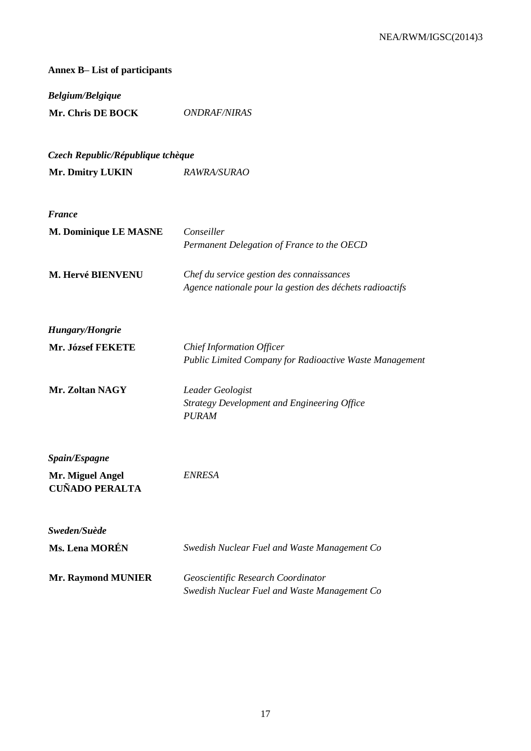## Annex B– List of participants

***Belgium/Belgique***

| | |
|---|---|
| **Mr. Chris DE BOCK** | *ONDRAF/NIRAS* |

***Czech Republic/République tchèque***

| | |
|---|---|
| **Mr. Dmitry LUKIN** | *RAWRA/SURAO* |

***France***

| | |
|---|---|
| **M. Dominique LE MASNE** | *Conseiller*<br>*Permanent Delegation of France to the OECD* |
| **M. Hervé BIENVENU** | *Chef du service gestion des connaissances*<br>*Agence nationale pour la gestion des déchets radioactifs* |

***Hungary/Hongrie***

| | |
|---|---|
| **Mr. József FEKETE** | *Chief Information Officer*<br>*Public Limited Company for Radioactive Waste Management* |
| **Mr. Zoltan NAGY** | *Leader Geologist*<br>*Strategy Development and Engineering Office*<br>*PURAM* |

***Spain/Espagne***

| | |
|---|---|
| **Mr. Miguel Angel CUÑADO PERALTA** | *ENRESA* |

***Sweden/Suède***

| | |
|---|---|
| **Ms. Lena MORÉN** | *Swedish Nuclear Fuel and Waste Management Co* |
| **Mr. Raymond MUNIER** | *Geoscientific Research Coordinator*<br>*Swedish Nuclear Fuel and Waste Management Co* |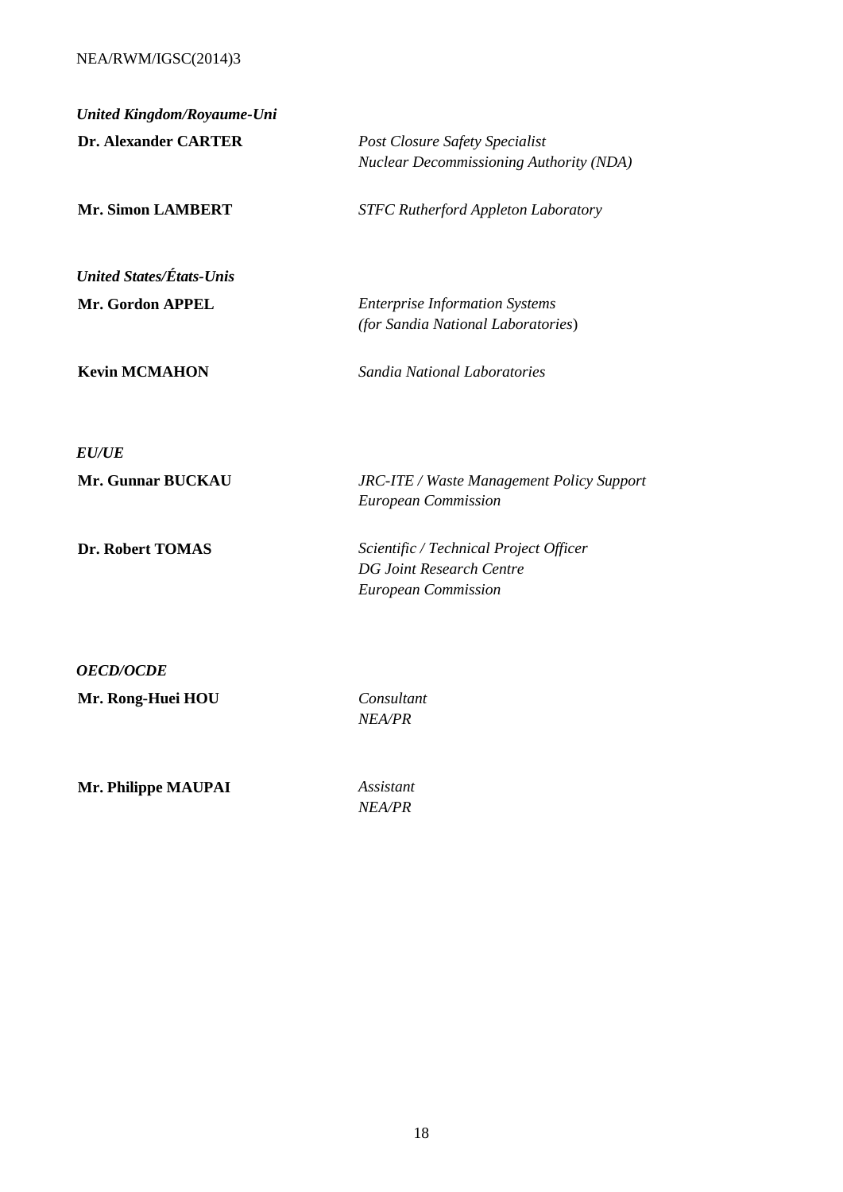***United Kingdom/Royaume-Uni***

| | |
|---|---|
| **Dr. Alexander CARTER** | *Post Closure Safety Specialist*<br>*Nuclear Decommissioning Authority (NDA)* |
| **Mr. Simon LAMBERT** | *STFC Rutherford Appleton Laboratory* |

***United States/États-Unis***

| | |
|---|---|
| **Mr. Gordon APPEL** | *Enterprise Information Systems*<br>*(for Sandia National Laboratories)* |
| **Kevin MCMAHON** | *Sandia National Laboratories* |

***EU/UE***

| | |
|---|---|
| **Mr. Gunnar BUCKAU** | *JRC-ITE / Waste Management Policy Support*<br>*European Commission* |
| **Dr. Robert TOMAS** | *Scientific / Technical Project Officer*<br>*DG Joint Research Centre*<br>*European Commission* |

***OECD/OCDE***

| | |
|---|---|
| **Mr. Rong-Huei HOU** | *Consultant*<br>*NEA/PR* |
| **Mr. Philippe MAUPAI** | *Assistant*<br>*NEA/PR* |